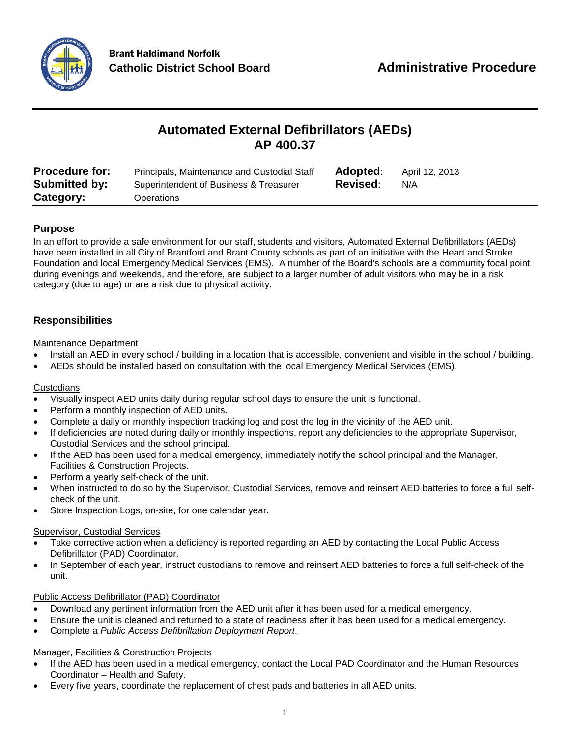Brant Haldimand Norfolk
**Catholic District School Board**

**Administrative Procedure**

# Automated External Defibrillators (AEDs)
# AP 400.37

| | | | |
|---|---|---|---|
| **Procedure for:** | Principals, Maintenance and Custodial Staff | **Adopted**: | April 12, 2013 |
| **Submitted by:** | Superintendent of Business & Treasurer | **Revised**: | N/A |
| **Category:** | Operations | | |

## Purpose

In an effort to provide a safe environment for our staff, students and visitors, Automated External Defibrillators (AEDs) have been installed in all City of Brantford and Brant County schools as part of an initiative with the Heart and Stroke Foundation and local Emergency Medical Services (EMS). A number of the Board's schools are a community focal point during evenings and weekends, and therefore, are subject to a larger number of adult visitors who may be in a risk category (due to age) or are a risk due to physical activity.

## Responsibilities

Maintenance Department

- Install an AED in every school / building in a location that is accessible, convenient and visible in the school / building.
- AEDs should be installed based on consultation with the local Emergency Medical Services (EMS).

Custodians

- Visually inspect AED units daily during regular school days to ensure the unit is functional.
- Perform a monthly inspection of AED units.
- Complete a daily or monthly inspection tracking log and post the log in the vicinity of the AED unit.
- If deficiencies are noted during daily or monthly inspections, report any deficiencies to the appropriate Supervisor, Custodial Services and the school principal.
- If the AED has been used for a medical emergency, immediately notify the school principal and the Manager, Facilities & Construction Projects.
- Perform a yearly self-check of the unit.
- When instructed to do so by the Supervisor, Custodial Services, remove and reinsert AED batteries to force a full self-check of the unit.
- Store Inspection Logs, on-site, for one calendar year.

Supervisor, Custodial Services

- Take corrective action when a deficiency is reported regarding an AED by contacting the Local Public Access Defibrillator (PAD) Coordinator.
- In September of each year, instruct custodians to remove and reinsert AED batteries to force a full self-check of the unit.

Public Access Defibrillator (PAD) Coordinator

- Download any pertinent information from the AED unit after it has been used for a medical emergency.
- Ensure the unit is cleaned and returned to a state of readiness after it has been used for a medical emergency.
- Complete a *Public Access Defibrillation Deployment Report*.

Manager, Facilities & Construction Projects

- If the AED has been used in a medical emergency, contact the Local PAD Coordinator and the Human Resources Coordinator – Health and Safety.
- Every five years, coordinate the replacement of chest pads and batteries in all AED units.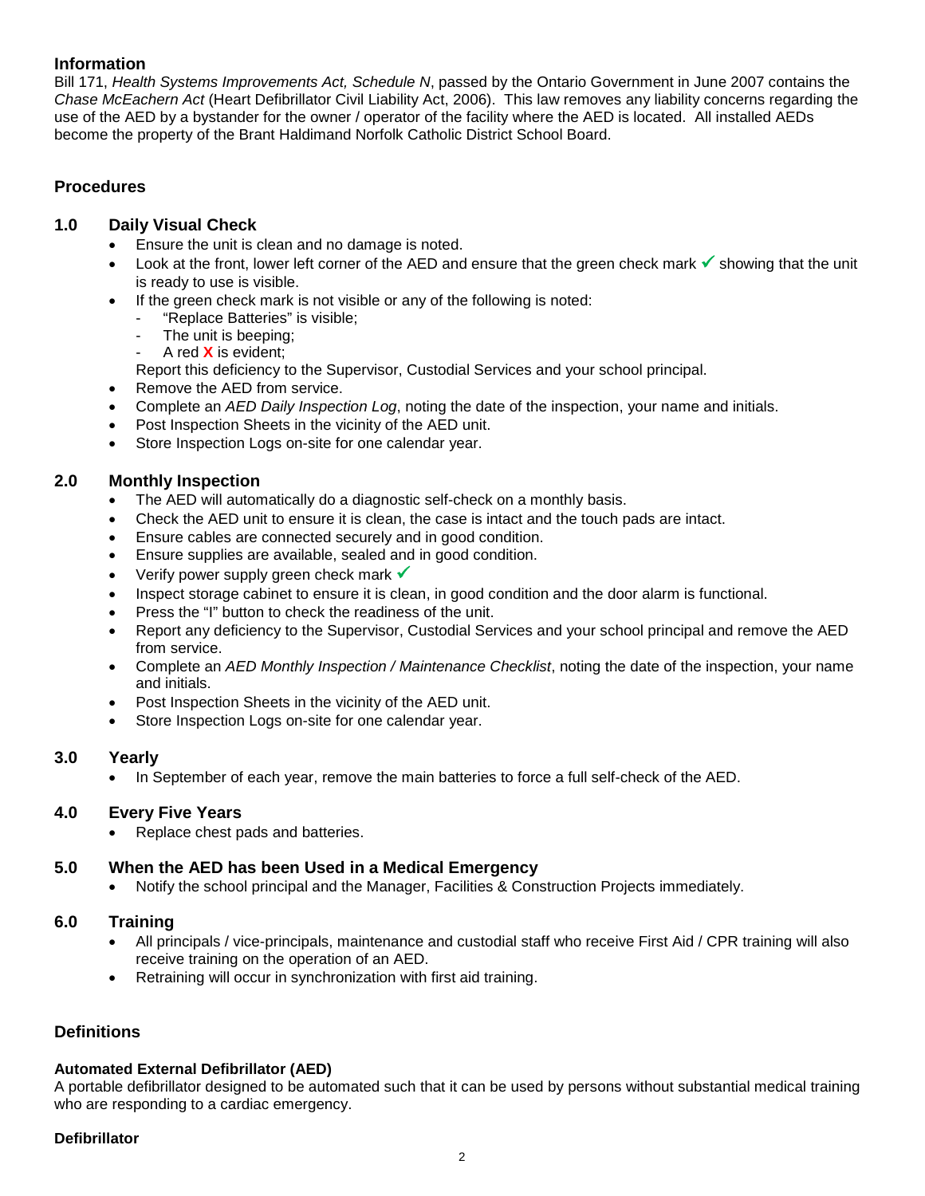## Information

Bill 171, *Health Systems Improvements Act, Schedule N*, passed by the Ontario Government in June 2007 contains the *Chase McEachern Act* (Heart Defibrillator Civil Liability Act, 2006). This law removes any liability concerns regarding the use of the AED by a bystander for the owner / operator of the facility where the AED is located. All installed AEDs become the property of the Brant Haldimand Norfolk Catholic District School Board.

## Procedures

### 1.0 Daily Visual Check

- Ensure the unit is clean and no damage is noted.
- Look at the front, lower left corner of the AED and ensure that the green check mark ✓ showing that the unit is ready to use is visible.
- If the green check mark is not visible or any of the following is noted:
  - "Replace Batteries" is visible;
  - The unit is beeping;
  - A red **X** is evident;

  Report this deficiency to the Supervisor, Custodial Services and your school principal.
- Remove the AED from service.
- Complete an *AED Daily Inspection Log*, noting the date of the inspection, your name and initials.
- Post Inspection Sheets in the vicinity of the AED unit.
- Store Inspection Logs on-site for one calendar year.

### 2.0 Monthly Inspection

- The AED will automatically do a diagnostic self-check on a monthly basis.
- Check the AED unit to ensure it is clean, the case is intact and the touch pads are intact.
- Ensure cables are connected securely and in good condition.
- Ensure supplies are available, sealed and in good condition.
- Verify power supply green check mark ✓
- Inspect storage cabinet to ensure it is clean, in good condition and the door alarm is functional.
- Press the "I" button to check the readiness of the unit.
- Report any deficiency to the Supervisor, Custodial Services and your school principal and remove the AED from service.
- Complete an *AED Monthly Inspection / Maintenance Checklist*, noting the date of the inspection, your name and initials.
- Post Inspection Sheets in the vicinity of the AED unit.
- Store Inspection Logs on-site for one calendar year.

### 3.0 Yearly

- In September of each year, remove the main batteries to force a full self-check of the AED.

### 4.0 Every Five Years

- Replace chest pads and batteries.

### 5.0 When the AED has been Used in a Medical Emergency

- Notify the school principal and the Manager, Facilities & Construction Projects immediately.

### 6.0 Training

- All principals / vice-principals, maintenance and custodial staff who receive First Aid / CPR training will also receive training on the operation of an AED.
- Retraining will occur in synchronization with first aid training.

## Definitions

#### Automated External Defibrillator (AED)

A portable defibrillator designed to be automated such that it can be used by persons without substantial medical training who are responding to a cardiac emergency.

#### Defibrillator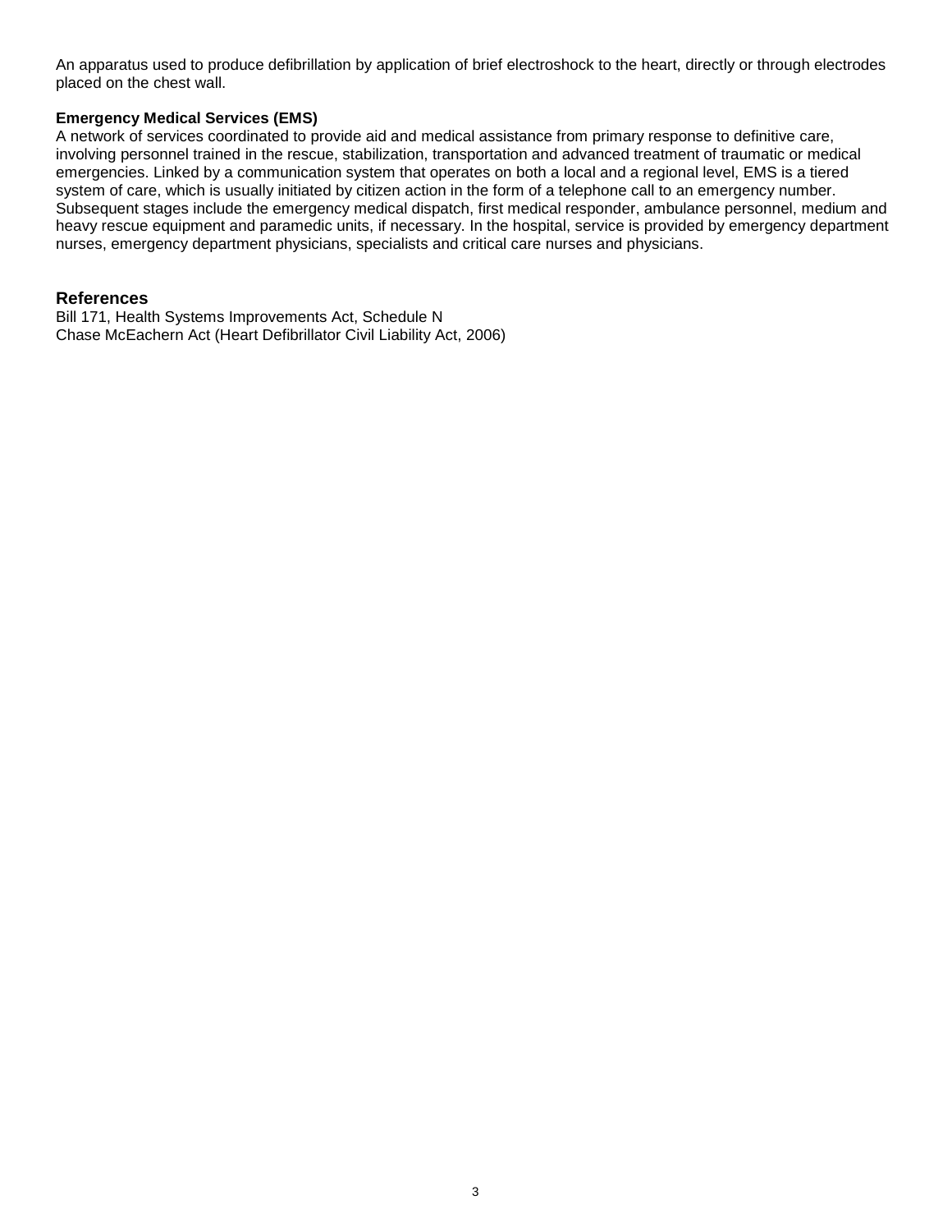An apparatus used to produce defibrillation by application of brief electroshock to the heart, directly or through electrodes placed on the chest wall.

**Emergency Medical Services (EMS)**
A network of services coordinated to provide aid and medical assistance from primary response to definitive care, involving personnel trained in the rescue, stabilization, transportation and advanced treatment of traumatic or medical emergencies. Linked by a communication system that operates on both a local and a regional level, EMS is a tiered system of care, which is usually initiated by citizen action in the form of a telephone call to an emergency number. Subsequent stages include the emergency medical dispatch, first medical responder, ambulance personnel, medium and heavy rescue equipment and paramedic units, if necessary. In the hospital, service is provided by emergency department nurses, emergency department physicians, specialists and critical care nurses and physicians.

## References

Bill 171, Health Systems Improvements Act, Schedule N
Chase McEachern Act (Heart Defibrillator Civil Liability Act, 2006)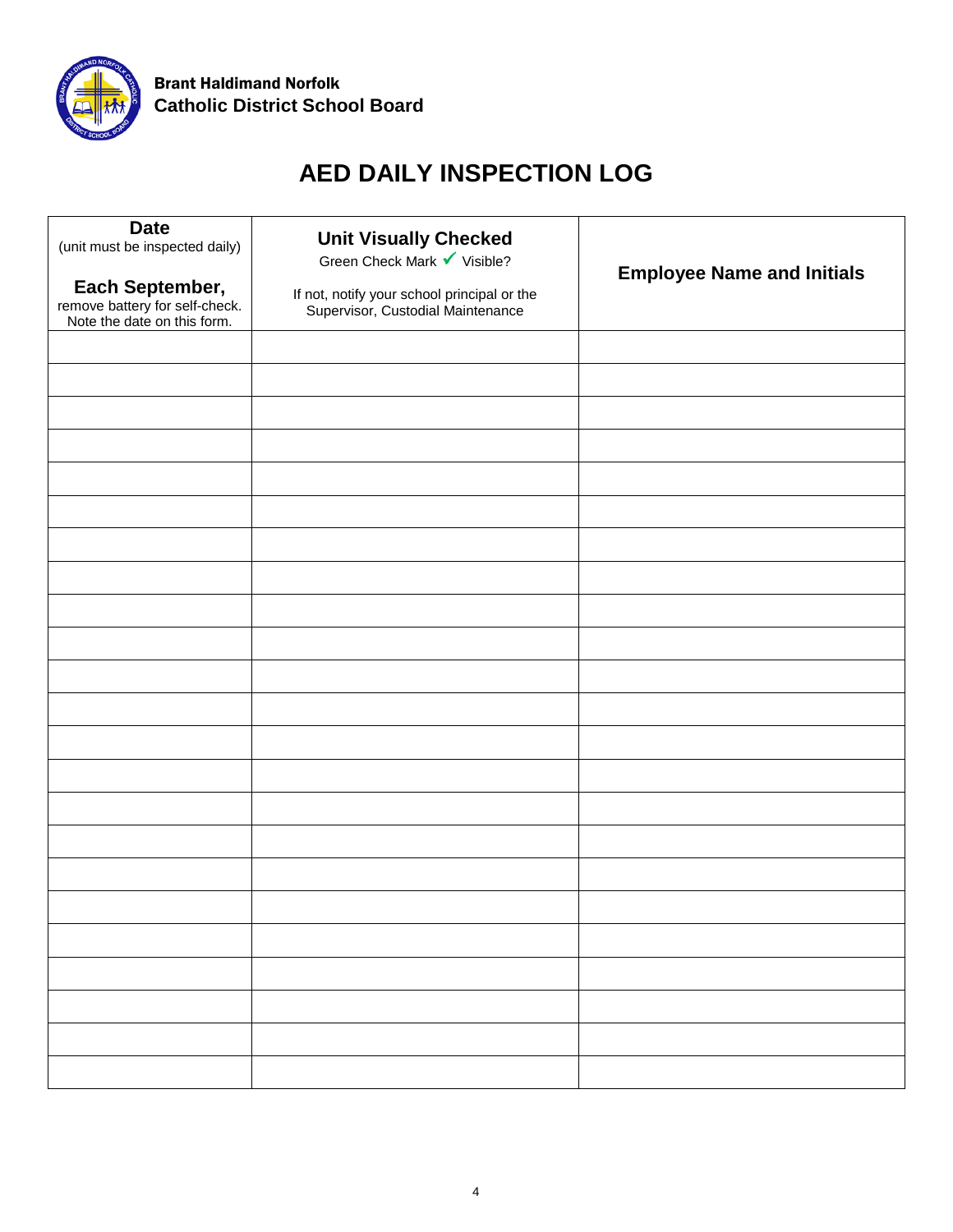**Brant Haldimand Norfolk**
**Catholic District School Board**

# AED DAILY INSPECTION LOG

| **Date**<br>(unit must be inspected daily)<br><br>**Each September,**<br>remove battery for self-check.<br>Note the date on this form. | **Unit Visually Checked**<br>Green Check Mark ✓ Visible?<br><br>If not, notify your school principal or the Supervisor, Custodial Maintenance | **Employee Name and Initials** |
|---|---|---|
| | | |
| | | |
| | | |
| | | |
| | | |
| | | |
| | | |
| | | |
| | | |
| | | |
| | | |
| | | |
| | | |
| | | |
| | | |
| | | |
| | | |
| | | |
| | | |
| | | |
| | | |
| | | |
| | | |
| | | |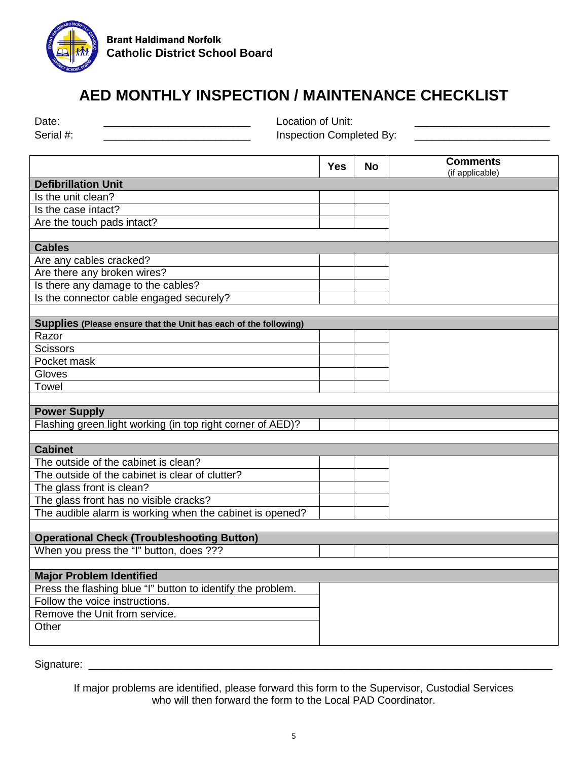**Brant Haldimand Norfolk**
**Catholic District School Board**

# AED MONTHLY INSPECTION / MAINTENANCE CHECKLIST

Date: ________________________ Location of Unit: ______________________

Serial #: ________________________ Inspection Completed By: ______________________

| | Yes | No | **Comments** (if applicable) |
|---|---|---|---|
| **Defibrillation Unit** | | | |
| Is the unit clean? | | | |
| Is the case intact? | | | |
| Are the touch pads intact? | | | |
| | | | |
| **Cables** | | | |
| Are any cables cracked? | | | |
| Are there any broken wires? | | | |
| Is there any damage to the cables? | | | |
| Is the connector cable engaged securely? | | | |
| | | | |
| **Supplies** **(Please ensure that the Unit has each of the following)** | | | |
| Razor | | | |
| Scissors | | | |
| Pocket mask | | | |
| Gloves | | | |
| Towel | | | |
| | | | |
| **Power Supply** | | | |
| Flashing green light working (in top right corner of AED)? | | | |
| | | | |
| **Cabinet** | | | |
| The outside of the cabinet is clean? | | | |
| The outside of the cabinet is clear of clutter? | | | |
| The glass front is clean? | | | |
| The glass front has no visible cracks? | | | |
| The audible alarm is working when the cabinet is opened? | | | |
| | | | |
| **Operational Check (Troubleshooting Button)** | | | |
| When you press the "I" button, does ??? | | | |
| | | | |
| **Major Problem Identified** | | | |
| Press the flashing blue "I" button to identify the problem. | | | |
| Follow the voice instructions. | | | |
| Remove the Unit from service. | | | |
| Other | | | |

Signature: ______________________________________________________________________________

If major problems are identified, please forward this form to the Supervisor, Custodial Services who will then forward the form to the Local PAD Coordinator.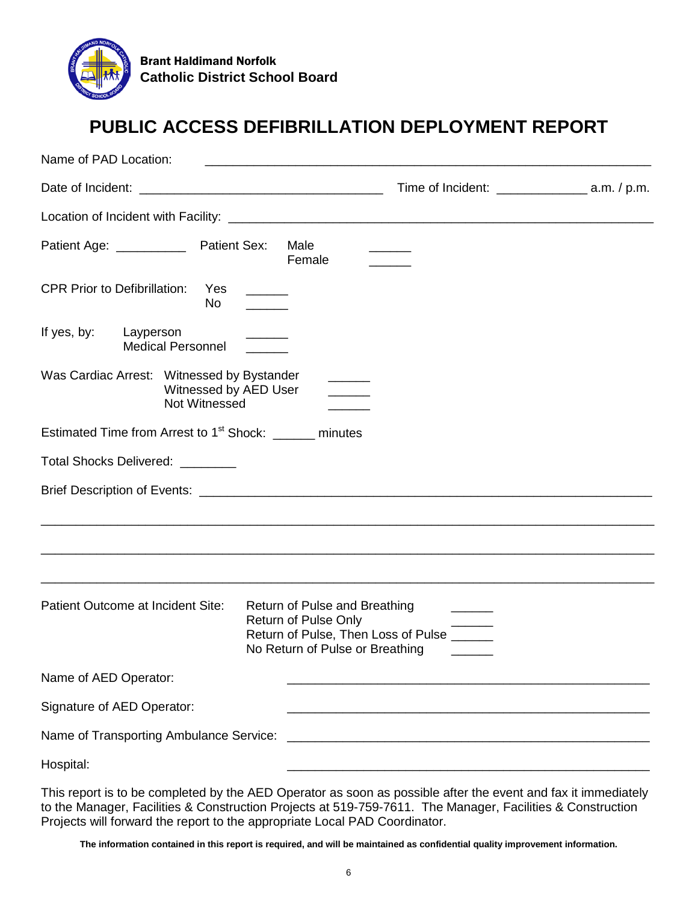**Brant Haldimand Norfolk**
**Catholic District School Board**

# PUBLIC ACCESS DEFIBRILLATION DEPLOYMENT REPORT

Name of PAD Location: ____________________________________________________________

Date of Incident: ___________________________________ Time of Incident: _____________ a.m. / p.m.

Location of Incident with Facility: ____________________________________________________________

Patient Age: __________ Patient Sex: Male ______
Female ______

CPR Prior to Defibrillation: Yes ______
No ______

If yes, by: Layperson ______
Medical Personnel ______

Was Cardiac Arrest: Witnessed by Bystander ______
Witnessed by AED User ______
Not Witnessed ______

Estimated Time from Arrest to 1st Shock: ______ minutes

Total Shocks Delivered: ________

Brief Description of Events: ____________________________________________________________

__________________________________________________________________________________

__________________________________________________________________________________

__________________________________________________________________________________

Patient Outcome at Incident Site: Return of Pulse and Breathing ______
Return of Pulse Only ______
Return of Pulse, Then Loss of Pulse ______
No Return of Pulse or Breathing ______

Name of AED Operator: ____________________________________________________

Signature of AED Operator: ____________________________________________________

Name of Transporting Ambulance Service: ____________________________________________________

Hospital: ____________________________________________________

This report is to be completed by the AED Operator as soon as possible after the event and fax it immediately to the Manager, Facilities & Construction Projects at 519-759-7611. The Manager, Facilities & Construction Projects will forward the report to the appropriate Local PAD Coordinator.

**The information contained in this report is required, and will be maintained as confidential quality improvement information.**